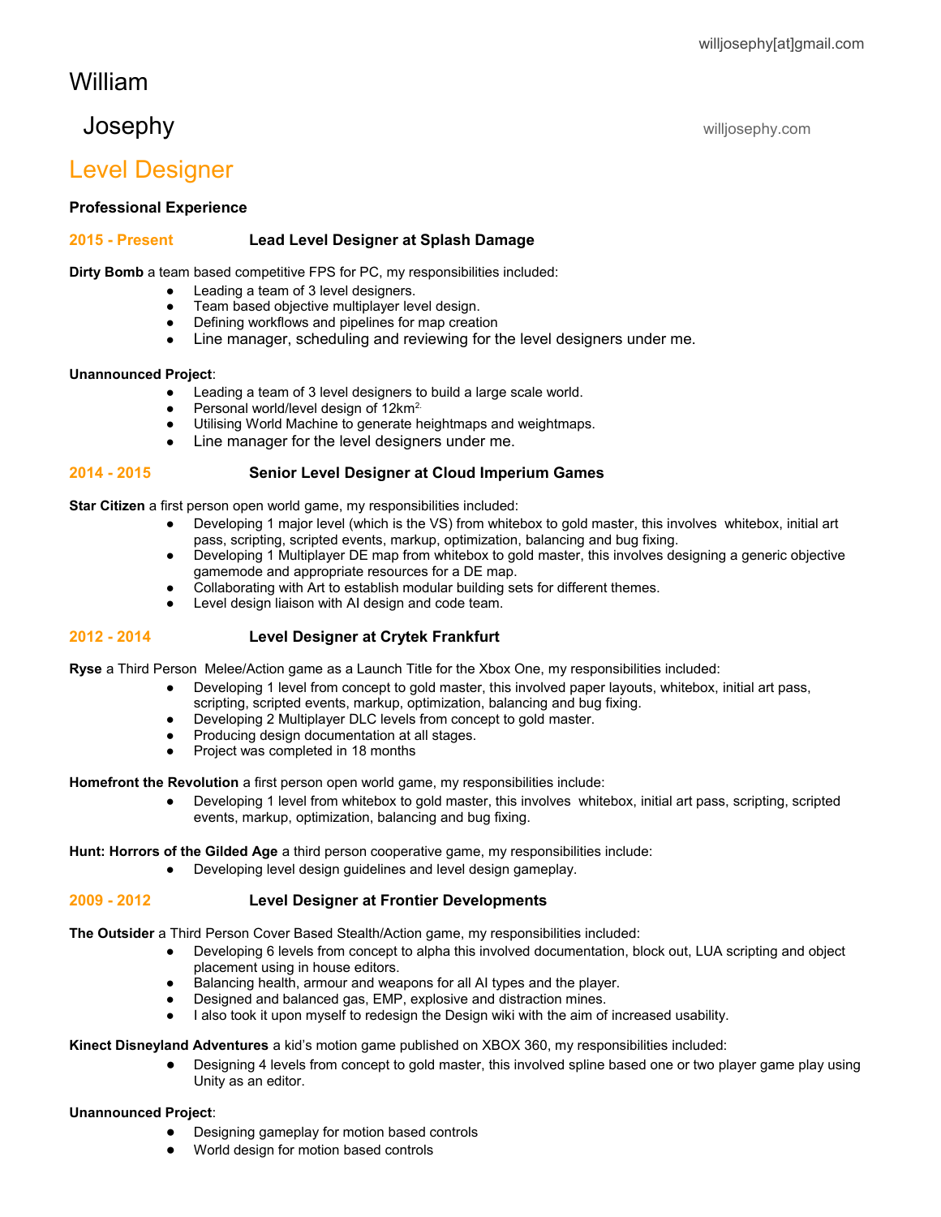willjosephy[at]gmail.com

# William Josephy

willjosephy.com

## Level Designer

### Professional Experience

**2015 - Present** **Lead Level Designer at Splash Damage**

**Dirty Bomb** a team based competitive FPS for PC, my responsibilities included:

- Leading a team of 3 level designers.
- Team based objective multiplayer level design.
- Defining workflows and pipelines for map creation
- Line manager, scheduling and reviewing for the level designers under me.

**Unannounced Project**:

- Leading a team of 3 level designers to build a large scale world.
- Personal world/level design of $12km^2$.
- Utilising World Machine to generate heightmaps and weightmaps.
- Line manager for the level designers under me.

**2014 - 2015** **Senior Level Designer at Cloud Imperium Games**

**Star Citizen** a first person open world game, my responsibilities included:

- Developing 1 major level (which is the VS) from whitebox to gold master, this involves whitebox, initial art pass, scripting, scripted events, markup, optimization, balancing and bug fixing.
- Developing 1 Multiplayer DE map from whitebox to gold master, this involves designing a generic objective gamemode and appropriate resources for a DE map.
- Collaborating with Art to establish modular building sets for different themes.
- Level design liaison with AI design and code team.

**2012 - 2014** **Level Designer at Crytek Frankfurt**

**Ryse** a Third Person Melee/Action game as a Launch Title for the Xbox One, my responsibilities included:

- Developing 1 level from concept to gold master, this involved paper layouts, whitebox, initial art pass, scripting, scripted events, markup, optimization, balancing and bug fixing.
- Developing 2 Multiplayer DLC levels from concept to gold master.
- Producing design documentation at all stages.
- Project was completed in 18 months

**Homefront the Revolution** a first person open world game, my responsibilities include:

- Developing 1 level from whitebox to gold master, this involves whitebox, initial art pass, scripting, scripted events, markup, optimization, balancing and bug fixing.

**Hunt: Horrors of the Gilded Age** a third person cooperative game, my responsibilities include:

- Developing level design guidelines and level design gameplay.

**2009 - 2012** **Level Designer at Frontier Developments**

**The Outsider** a Third Person Cover Based Stealth/Action game, my responsibilities included:

- Developing 6 levels from concept to alpha this involved documentation, block out, LUA scripting and object placement using in house editors.
- Balancing health, armour and weapons for all AI types and the player.
- Designed and balanced gas, EMP, explosive and distraction mines.
- I also took it upon myself to redesign the Design wiki with the aim of increased usability.

**Kinect Disneyland Adventures** a kid's motion game published on XBOX 360, my responsibilities included:

- Designing 4 levels from concept to gold master, this involved spline based one or two player game play using Unity as an editor.

**Unannounced Project**:

- Designing gameplay for motion based controls
- World design for motion based controls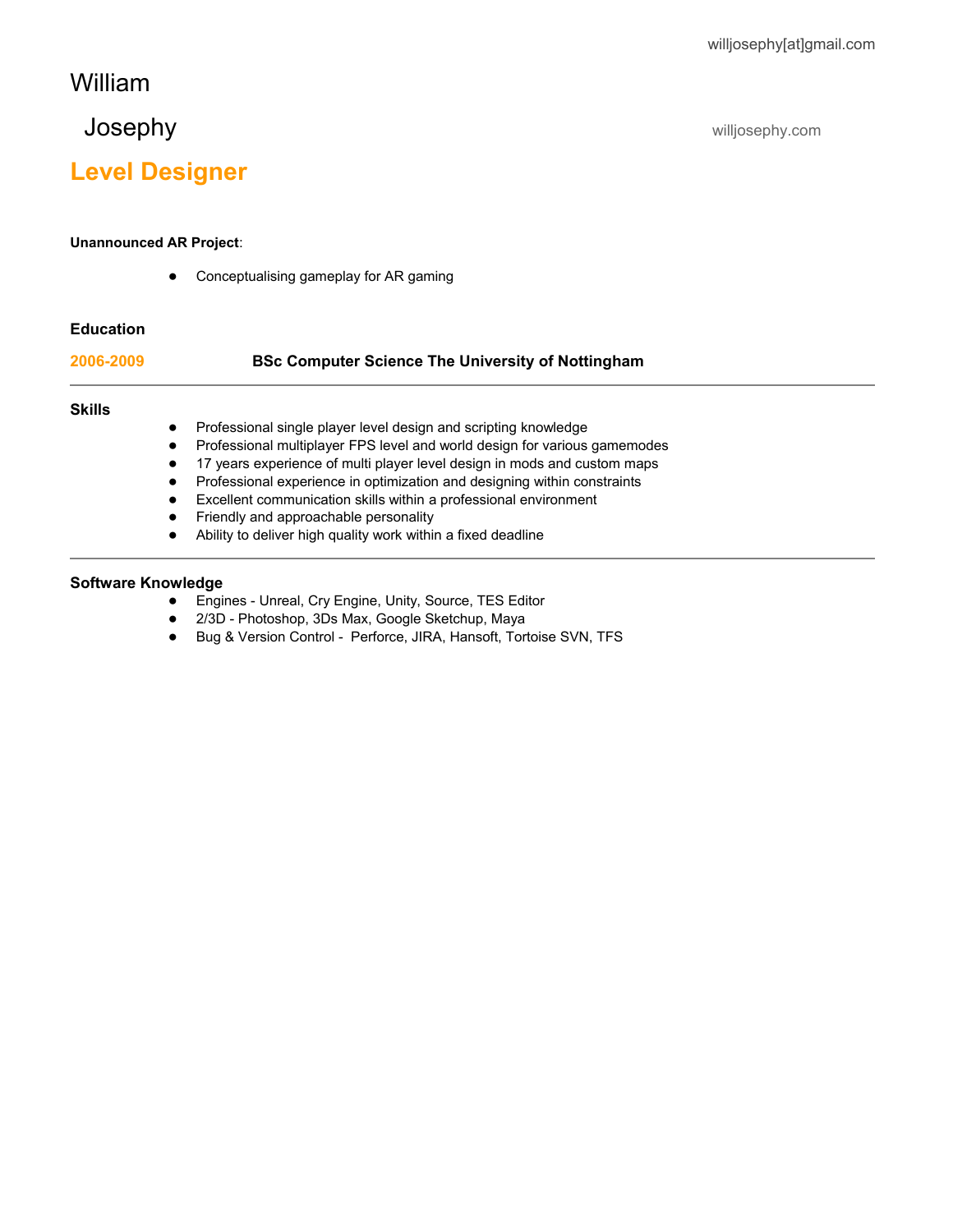willjosephy[at]gmail.com

# William Josephy

willjosephy.com

## Level Designer

**Unannounced AR Project**:

- Conceptualising gameplay for AR gaming

### Education

**2006-2009** **BSc Computer Science The University of Nottingham**

---

### Skills

- Professional single player level design and scripting knowledge
- Professional multiplayer FPS level and world design for various gamemodes
- 17 years experience of multi player level design in mods and custom maps
- Professional experience in optimization and designing within constraints
- Excellent communication skills within a professional environment
- Friendly and approachable personality
- Ability to deliver high quality work within a fixed deadline

---

### Software Knowledge

- Engines - Unreal, Cry Engine, Unity, Source, TES Editor
- 2/3D - Photoshop, 3Ds Max, Google Sketchup, Maya
- Bug & Version Control - Perforce, JIRA, Hansoft, Tortoise SVN, TFS